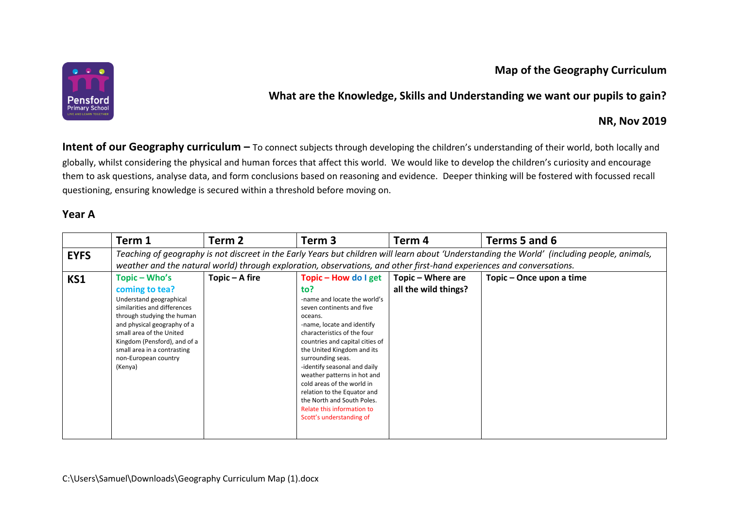**Map of the Geography Curriculum**

**What are the Knowledge, Skills and Understanding we want our pupils to gain?**

**NR, Nov 2019**

**Intent of our Geography curriculum –** To connect subjects through developing the children's understanding of their world, both locally and globally, whilst considering the physical and human forces that affect this world. We would like to develop the children's curiosity and encourage them to ask questions, analyse data, and form conclusions based on reasoning and evidence. Deeper thinking will be fostered with focussed recall questioning, ensuring knowledge is secured within a threshold before moving on.

## Year A

| | Term 1 | Term 2 | Term 3 | Term 4 | Terms 5 and 6 |
|---|---|---|---|---|---|
| **EYFS** | *Teaching of geography is not discreet in the Early Years but children will learn about 'Understanding the World' (including people, animals, weather and the natural world) through exploration, observations, and other first-hand experiences and conversations.* | | | | |
| **KS1** | **Topic – Who's coming to tea?** Understand geographical similarities and differences through studying the human and physical geography of a small area of the United Kingdom (Pensford), and of a small area in a contrasting non-European country (Kenya) | **Topic – A fire** | **Topic – How do I get to?** -name and locate the world's seven continents and five oceans. -name, locate and identify characteristics of the four countries and capital cities of the United Kingdom and its surrounding seas. -identify seasonal and daily weather patterns in hot and cold areas of the world in relation to the Equator and the North and South Poles. Relate this information to Scott's understanding of | **Topic – Where are all the wild things?** | **Topic – Once upon a time** |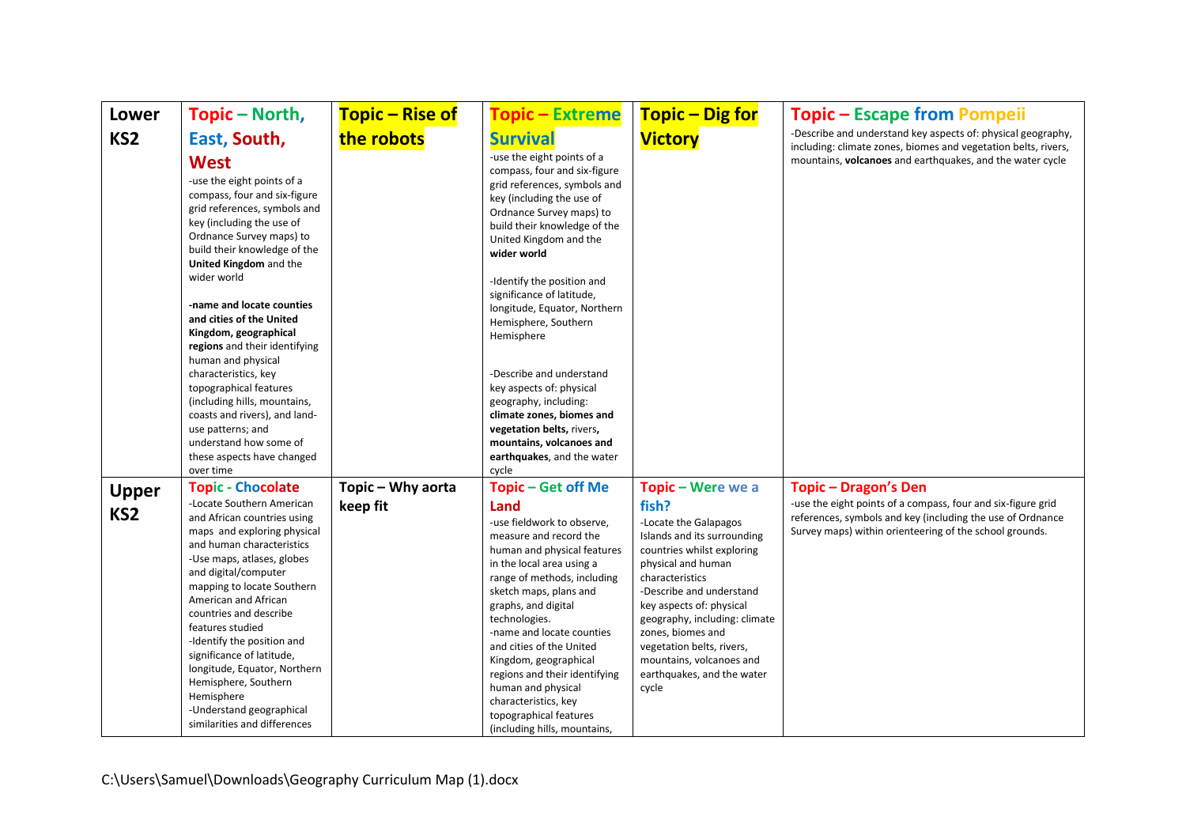| Lower KS2 | **Topic – North, East, South, West**<br>-use the eight points of a compass, four and six-figure grid references, symbols and key (including the use of Ordnance Survey maps) to build their knowledge of the **United Kingdom** and the wider world<br><br>**-name and locate counties and cities of the United Kingdom, geographical regions** and their identifying human and physical characteristics, key topographical features (including hills, mountains, coasts and rivers), and land-use patterns; and understand how some of these aspects have changed over time | **Topic – Rise of the robots** | **Topic – Extreme Survival**<br>-use the eight points of a compass, four and six-figure grid references, symbols and key (including the use of Ordnance Survey maps) to build their knowledge of the United Kingdom and the **wider world**<br><br>-Identify the position and significance of latitude, longitude, Equator, Northern Hemisphere, Southern Hemisphere<br><br>-Describe and understand key aspects of: physical geography, including: **climate zones, biomes and vegetation belts,** rivers**, mountains, volcanoes and earthquakes**, and the water cycle | **Topic – Dig for Victory** | **Topic – Escape from Pompeii**<br>-Describe and understand key aspects of: physical geography, including: climate zones, biomes and vegetation belts, rivers, mountains, **volcanoes** and earthquakes, and the water cycle |
|---|---|---|---|---|---|
| **Upper KS2** | **Topic - Chocolate**<br>-Locate Southern American and African countries using maps and exploring physical and human characteristics<br>-Use maps, atlases, globes and digital/computer mapping to locate Southern American and African countries and describe features studied<br>-Identify the position and significance of latitude, longitude, Equator, Northern Hemisphere, Southern Hemisphere<br>-Understand geographical similarities and differences | **Topic – Why aorta keep fit** | **Topic – Get off Me Land**<br>-use fieldwork to observe, measure and record the human and physical features in the local area using a range of methods, including sketch maps, plans and graphs, and digital technologies.<br>-name and locate counties and cities of the United Kingdom, geographical regions and their identifying human and physical characteristics, key topographical features (including hills, mountains, | **Topic – Were we a fish?**<br>-Locate the Galapagos Islands and its surrounding countries whilst exploring physical and human characteristics<br>-Describe and understand key aspects of: physical geography, including: climate zones, biomes and vegetation belts, rivers, mountains, volcanoes and earthquakes, and the water cycle | **Topic – Dragon's Den**<br>-use the eight points of a compass, four and six-figure grid references, symbols and key (including the use of Ordnance Survey maps) within orienteering of the school grounds. |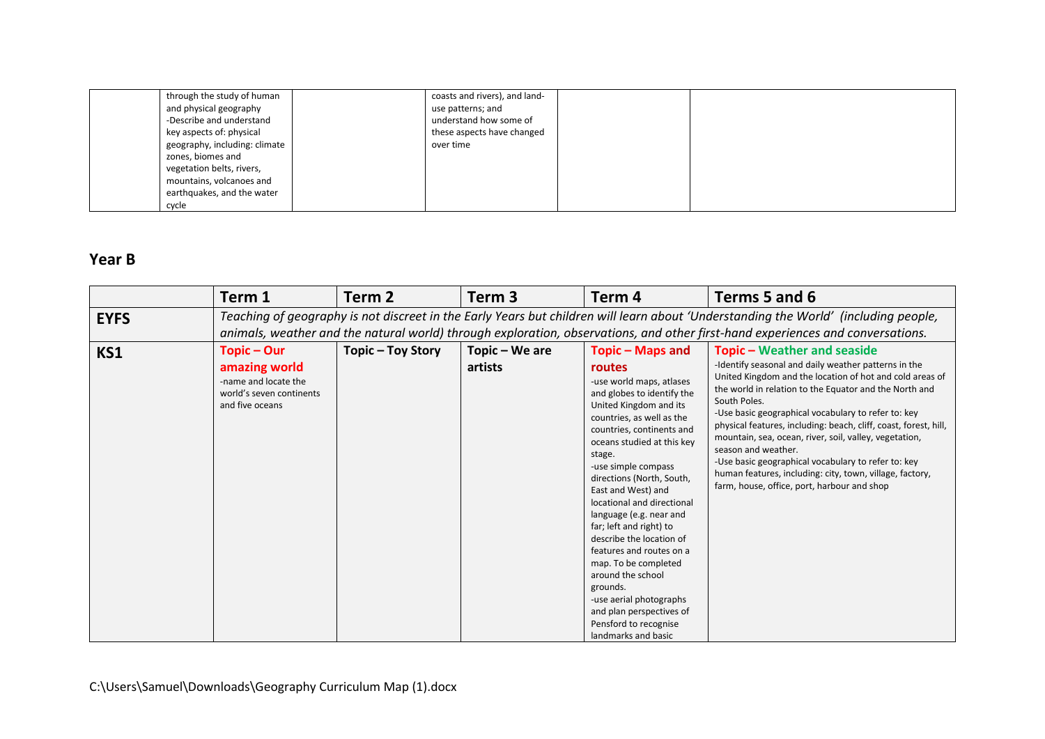|  | through the study of human and physical geography<br>-Describe and understand key aspects of: physical geography, including: climate zones, biomes and vegetation belts, rivers, mountains, volcanoes and earthquakes, and the water cycle |  | coasts and rivers), and land-use patterns; and understand how some of these aspects have changed over time |  |  |
|---|---|---|---|---|---|

## Year B

|  | Term 1 | Term 2 | Term 3 | Term 4 | Terms 5 and 6 |
|---|---|---|---|---|---|
| **EYFS** | *Teaching of geography is not discreet in the Early Years but children will learn about 'Understanding the World' (including people, animals, weather and the natural world) through exploration, observations, and other first-hand experiences and conversations.* | | | | |
| **KS1** | **Topic – Our amazing world**<br>-name and locate the world's seven continents and five oceans | **Topic – Toy Story** | **Topic – We are artists** | **Topic – Maps and routes**<br>-use world maps, atlases and globes to identify the United Kingdom and its countries, as well as the countries, continents and oceans studied at this key stage.<br>-use simple compass directions (North, South, East and West) and locational and directional language (e.g. near and far; left and right) to describe the location of features and routes on a map. To be completed around the school grounds.<br>-use aerial photographs and plan perspectives of Pensford to recognise landmarks and basic | **Topic – Weather and seaside**<br>-Identify seasonal and daily weather patterns in the United Kingdom and the location of hot and cold areas of the world in relation to the Equator and the North and South Poles.<br>-Use basic geographical vocabulary to refer to: key physical features, including: beach, cliff, coast, forest, hill, mountain, sea, ocean, river, soil, valley, vegetation, season and weather.<br>-Use basic geographical vocabulary to refer to: key human features, including: city, town, village, factory, farm, house, office, port, harbour and shop |

C:\Users\Samuel\Downloads\Geography Curriculum Map (1).docx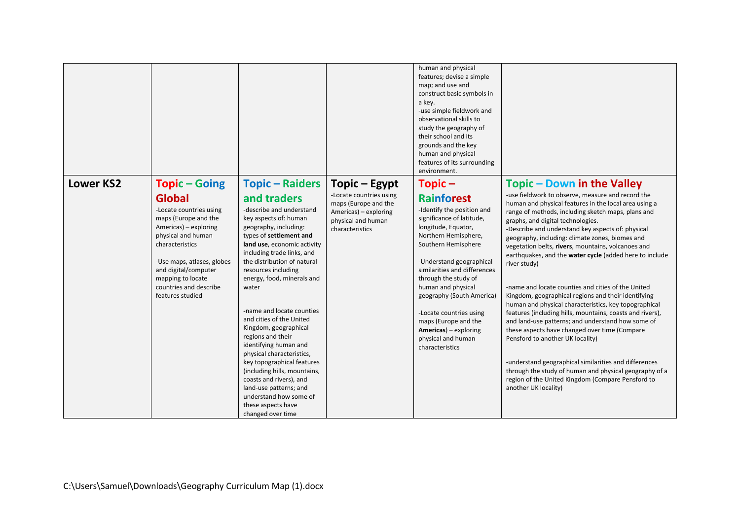| | | | | | |
|---|---|---|---|---|---|
| | | | | human and physical features; devise a simple map; and use and construct basic symbols in a key.<br>-use simple fieldwork and observational skills to study the geography of their school and its grounds and the key human and physical features of its surrounding environment. | |
| **Lower KS2** | **Topic – Going Global**<br>-Locate countries using maps (Europe and the Americas) – exploring physical and human characteristics<br><br>-Use maps, atlases, globes and digital/computer mapping to locate countries and describe features studied | **Topic – Raiders and traders**<br>-describe and understand key aspects of: human geography, including: types of **settlement and land use**, economic activity including trade links, and the distribution of natural resources including energy, food, minerals and water<br><br>-name and locate counties and cities of the United Kingdom, geographical regions and their identifying human and physical characteristics, key topographical features (including hills, mountains, coasts and rivers), and land-use patterns; and understand how some of these aspects have changed over time | **Topic – Egypt**<br>-Locate countries using maps (Europe and the Americas) – exploring physical and human characteristics | **Topic – Rainforest**<br>-Identify the position and significance of latitude, longitude, Equator, Northern Hemisphere, Southern Hemisphere<br><br>-Understand geographical similarities and differences through the study of human and physical geography (South America)<br><br>-Locate countries using maps (Europe and the **Americas**) – exploring physical and human characteristics | **Topic – Down in the Valley**<br>-use fieldwork to observe, measure and record the human and physical features in the local area using a range of methods, including sketch maps, plans and graphs, and digital technologies.<br>-Describe and understand key aspects of: physical geography, including: climate zones, biomes and vegetation belts, **rivers**, mountains, volcanoes and earthquakes, and the **water cycle** (added here to include river study)<br><br>-name and locate counties and cities of the United Kingdom, geographical regions and their identifying human and physical characteristics, key topographical features (including hills, mountains, coasts and rivers), and land-use patterns; and understand how some of these aspects have changed over time (Compare Pensford to another UK locality)<br><br>-understand geographical similarities and differences through the study of human and physical geography of a region of the United Kingdom (Compare Pensford to another UK locality) |

C:\Users\Samuel\Downloads\Geography Curriculum Map (1).docx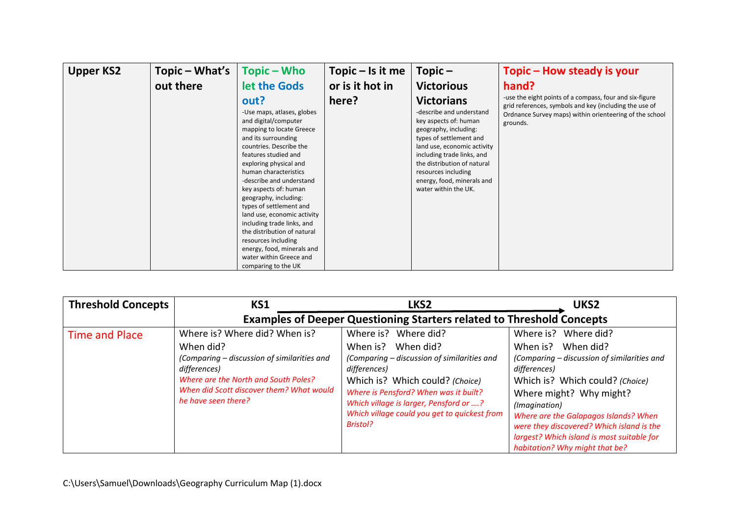| Upper KS2 | Topic – What's out there | Topic – Who let the Gods out? | Topic – Is it me or is it hot in here? | Topic – Victorious Victorians | Topic – How steady is your hand? |
|---|---|---|---|---|---|
| | | -Use maps, atlases, globes and digital/computer mapping to locate Greece and its surrounding countries. Describe the features studied and exploring physical and human characteristics -describe and understand key aspects of: human geography, including: types of settlement and land use, economic activity including trade links, and the distribution of natural resources including energy, food, minerals and water within Greece and comparing to the UK | | -describe and understand key aspects of: human geography, including: types of settlement and land use, economic activity including trade links, and the distribution of natural resources including energy, food, minerals and water within the UK. | -use the eight points of a compass, four and six-figure grid references, symbols and key (including the use of Ordnance Survey maps) within orienteering of the school grounds. |

| Threshold Concepts | KS1 | LKS2 | UKS2 |
|---|---|---|---|
| | Examples of Deeper Questioning Starters related to Threshold Concepts | | |
| Time and Place | Where is? Where did? When is? When did? *(Comparing – discussion of similarities and differences)* *Where are the North and South Poles? When did Scott discover them? What would he have seen there?* | Where is? Where did? When is? When did? *(Comparing – discussion of similarities and differences)* Which is? Which could? *(Choice)* *Where is Pensford? When was it built? Which village is larger, Pensford or ….? Which village could you get to quickest from Bristol?* | Where is? Where did? When is? When did? *(Comparing – discussion of similarities and differences)* Which is? Which could? *(Choice)* Where might? Why might? *(Imagination)* *Where are the Galapagos Islands? When were they discovered? Which island is the largest? Which island is most suitable for habitation? Why might that be?* |

C:\Users\Samuel\Downloads\Geography Curriculum Map (1).docx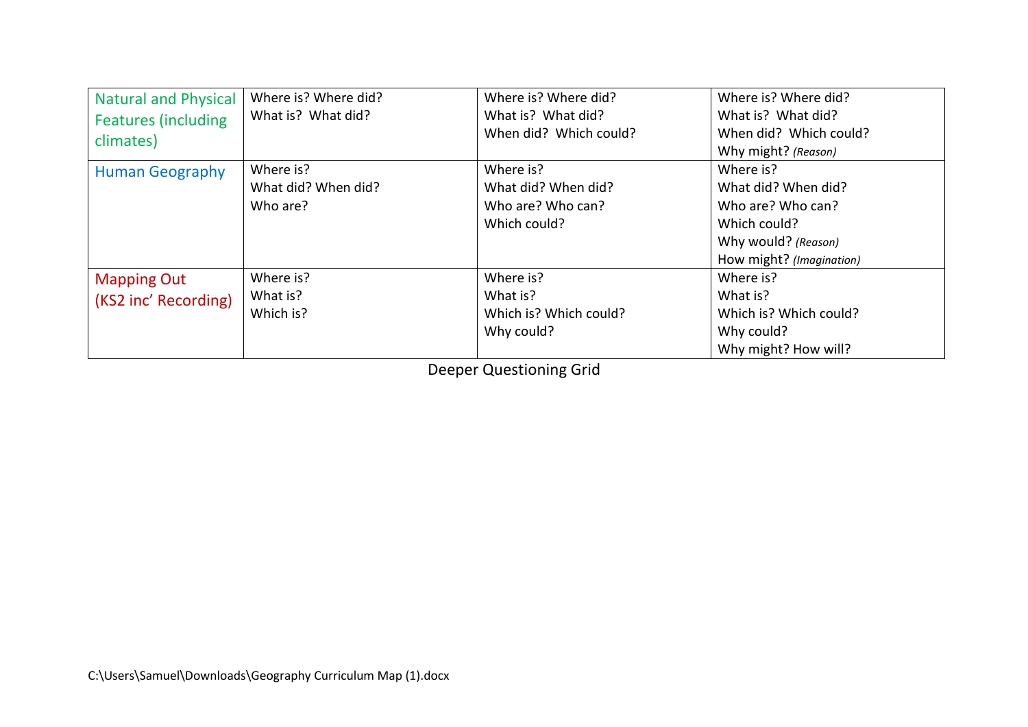| Natural and Physical Features (including climates) | Where is? Where did?<br>What is? What did? | Where is? Where did?<br>What is? What did?<br>When did? Which could? | Where is? Where did?<br>What is? What did?<br>When did? Which could?<br>Why might? *(Reason)* |
|---|---|---|---|
| Human Geography | Where is?<br>What did? When did?<br>Who are? | Where is?<br>What did? When did?<br>Who are? Who can?<br>Which could? | Where is?<br>What did? When did?<br>Who are? Who can?<br>Which could?<br>Why would? *(Reason)*<br>How might? *(Imagination)* |
| Mapping Out (KS2 inc' Recording) | Where is?<br>What is?<br>Which is? | Where is?<br>What is?<br>Which is? Which could?<br>Why could? | Where is?<br>What is?<br>Which is? Which could?<br>Why could?<br>Why might? How will? |

Deeper Questioning Grid

C:\Users\Samuel\Downloads\Geography Curriculum Map (1).docx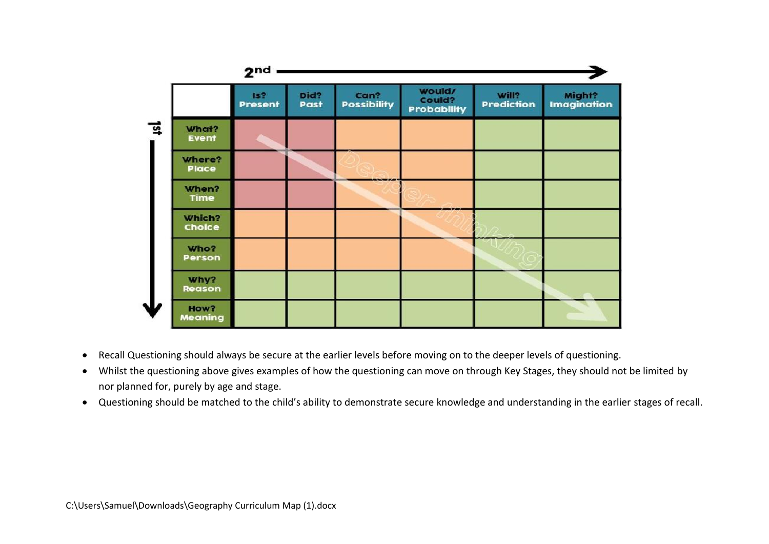| | Is? Present | Did? Past | Can? Possibility | Would/ Could? Probability | Will? Prediction | Might? Imagination |
|---|---|---|---|---|---|---|
| What? Event | | | | | | |
| Where? Place | | | | | | |
| When? Time | | | | | | |
| Which? Choice | | | | | | |
| Who? Person | | | | | | |
| Why? Reason | | | | | | |
| How? Meaning | | | | | | |

- Recall Questioning should always be secure at the earlier levels before moving on to the deeper levels of questioning.
- Whilst the questioning above gives examples of how the questioning can move on through Key Stages, they should not be limited by nor planned for, purely by age and stage.
- Questioning should be matched to the child's ability to demonstrate secure knowledge and understanding in the earlier stages of recall.

C:\Users\Samuel\Downloads\Geography Curriculum Map (1).docx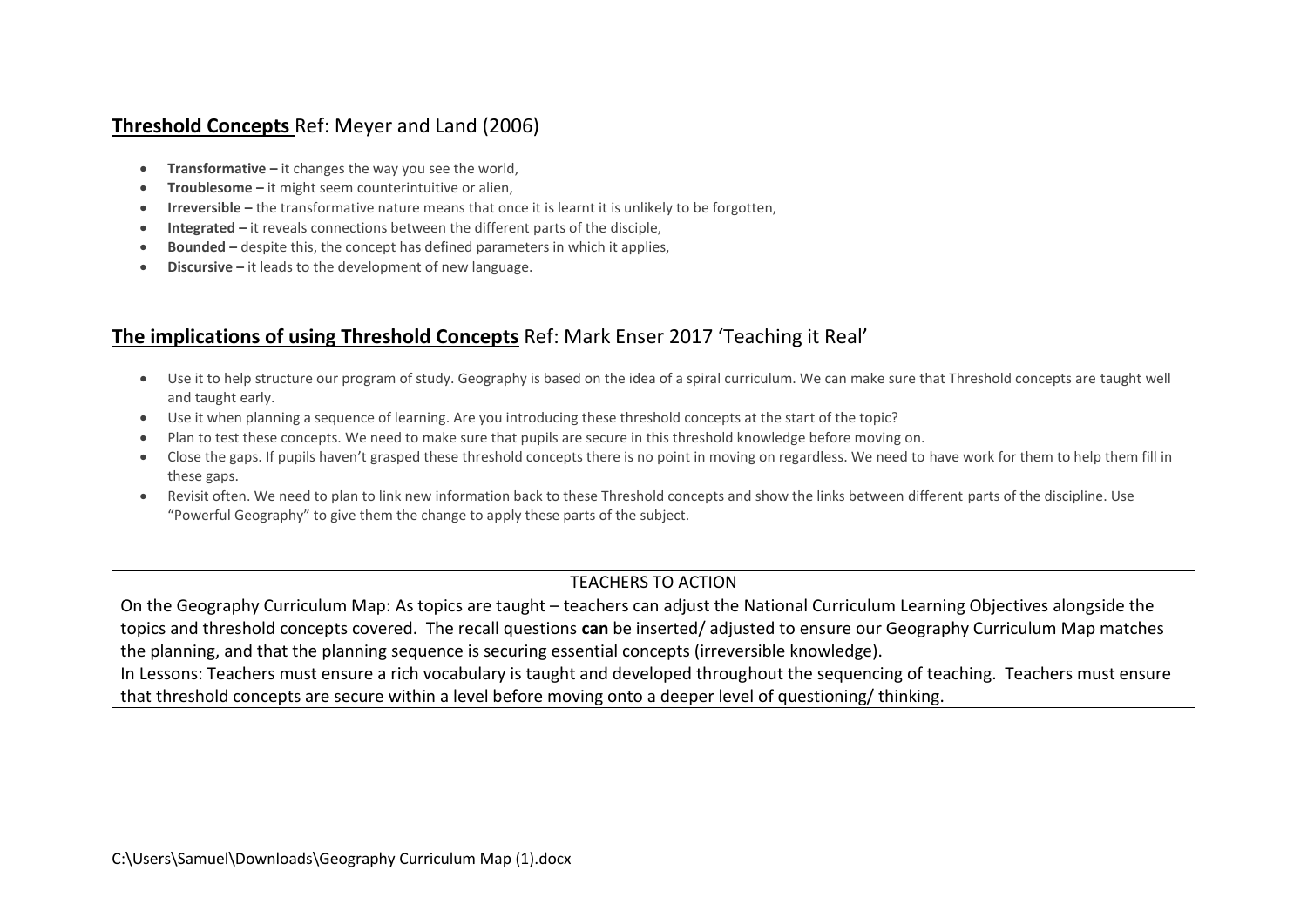## **Threshold Concepts** Ref: Meyer and Land (2006)

- **Transformative –** it changes the way you see the world,
- **Troublesome –** it might seem counterintuitive or alien,
- **Irreversible –** the transformative nature means that once it is learnt it is unlikely to be forgotten,
- **Integrated –** it reveals connections between the different parts of the disciple,
- **Bounded –** despite this, the concept has defined parameters in which it applies,
- **Discursive –** it leads to the development of new language.

## **The implications of using Threshold Concepts** Ref: Mark Enser 2017 'Teaching it Real'

- Use it to help structure our program of study. Geography is based on the idea of a spiral curriculum. We can make sure that Threshold concepts are taught well and taught early.
- Use it when planning a sequence of learning. Are you introducing these threshold concepts at the start of the topic?
- Plan to test these concepts. We need to make sure that pupils are secure in this threshold knowledge before moving on.
- Close the gaps. If pupils haven't grasped these threshold concepts there is no point in moving on regardless. We need to have work for them to help them fill in these gaps.
- Revisit often. We need to plan to link new information back to these Threshold concepts and show the links between different parts of the discipline. Use "Powerful Geography" to give them the change to apply these parts of the subject.

| TEACHERS TO ACTION |
|---|
| On the Geography Curriculum Map: As topics are taught – teachers can adjust the National Curriculum Learning Objectives alongside the topics and threshold concepts covered. The recall questions **can** be inserted/ adjusted to ensure our Geography Curriculum Map matches the planning, and that the planning sequence is securing essential concepts (irreversible knowledge).<br>In Lessons: Teachers must ensure a rich vocabulary is taught and developed throughout the sequencing of teaching. Teachers must ensure that threshold concepts are secure within a level before moving onto a deeper level of questioning/ thinking. |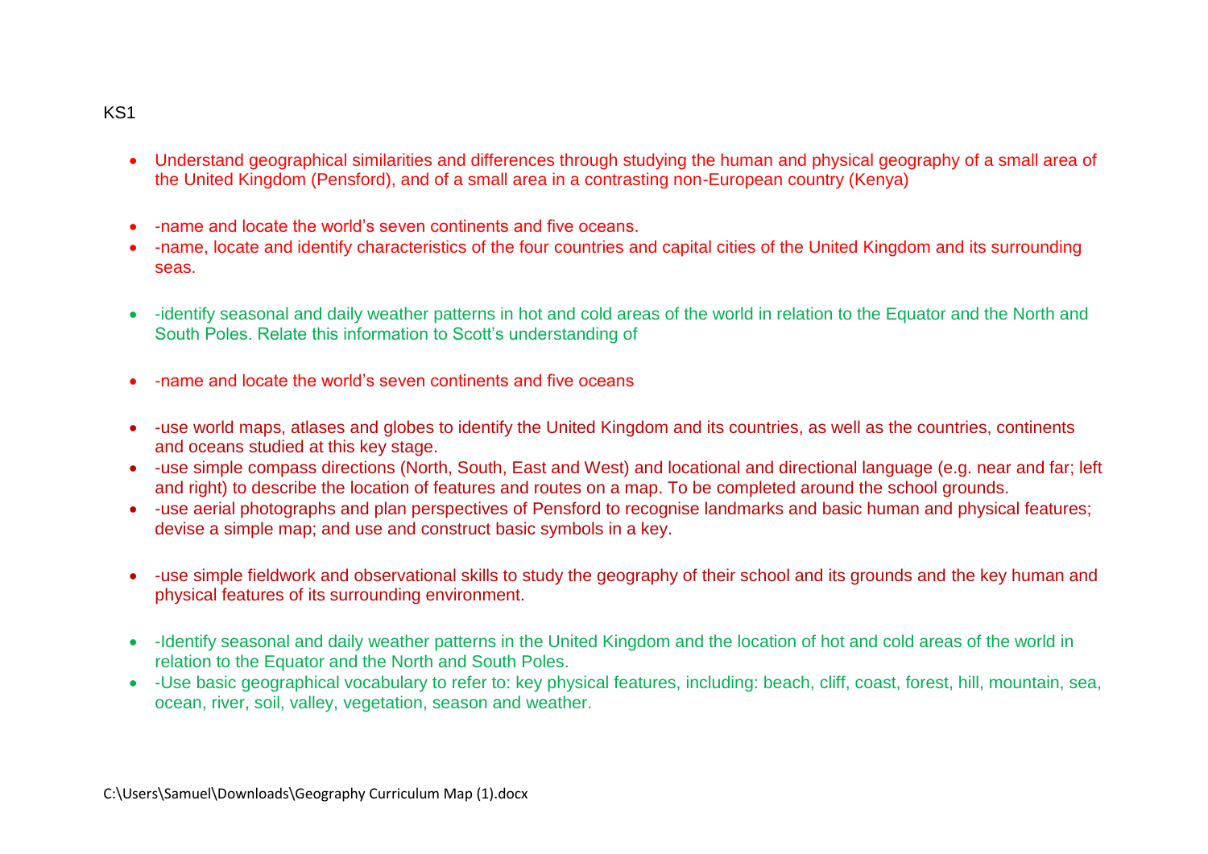KS1

- Understand geographical similarities and differences through studying the human and physical geography of a small area of the United Kingdom (Pensford), and of a small area in a contrasting non-European country (Kenya)

- -name and locate the world's seven continents and five oceans.
- -name, locate and identify characteristics of the four countries and capital cities of the United Kingdom and its surrounding seas.

- -identify seasonal and daily weather patterns in hot and cold areas of the world in relation to the Equator and the North and South Poles. Relate this information to Scott's understanding of

- -name and locate the world's seven continents and five oceans

- -use world maps, atlases and globes to identify the United Kingdom and its countries, as well as the countries, continents and oceans studied at this key stage.
- -use simple compass directions (North, South, East and West) and locational and directional language (e.g. near and far; left and right) to describe the location of features and routes on a map. To be completed around the school grounds.
- -use aerial photographs and plan perspectives of Pensford to recognise landmarks and basic human and physical features; devise a simple map; and use and construct basic symbols in a key.

- -use simple fieldwork and observational skills to study the geography of their school and its grounds and the key human and physical features of its surrounding environment.

- -Identify seasonal and daily weather patterns in the United Kingdom and the location of hot and cold areas of the world in relation to the Equator and the North and South Poles.
- -Use basic geographical vocabulary to refer to: key physical features, including: beach, cliff, coast, forest, hill, mountain, sea, ocean, river, soil, valley, vegetation, season and weather.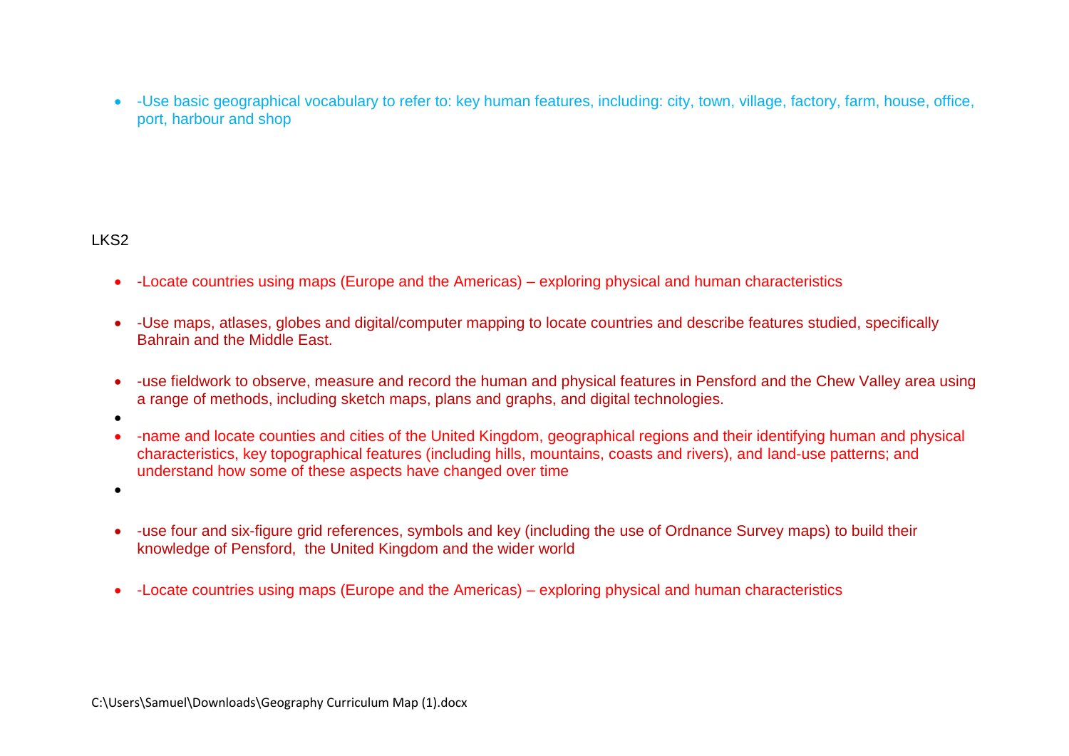- -Use basic geographical vocabulary to refer to: key human features, including: city, town, village, factory, farm, house, office, port, harbour and shop

LKS2

- -Locate countries using maps (Europe and the Americas) – exploring physical and human characteristics
- -Use maps, atlases, globes and digital/computer mapping to locate countries and describe features studied, specifically Bahrain and the Middle East.
- -use fieldwork to observe, measure and record the human and physical features in Pensford and the Chew Valley area using a range of methods, including sketch maps, plans and graphs, and digital technologies.
- -name and locate counties and cities of the United Kingdom, geographical regions and their identifying human and physical characteristics, key topographical features (including hills, mountains, coasts and rivers), and land-use patterns; and understand how some of these aspects have changed over time
- -use four and six-figure grid references, symbols and key (including the use of Ordnance Survey maps) to build their knowledge of Pensford, the United Kingdom and the wider world
- -Locate countries using maps (Europe and the Americas) – exploring physical and human characteristics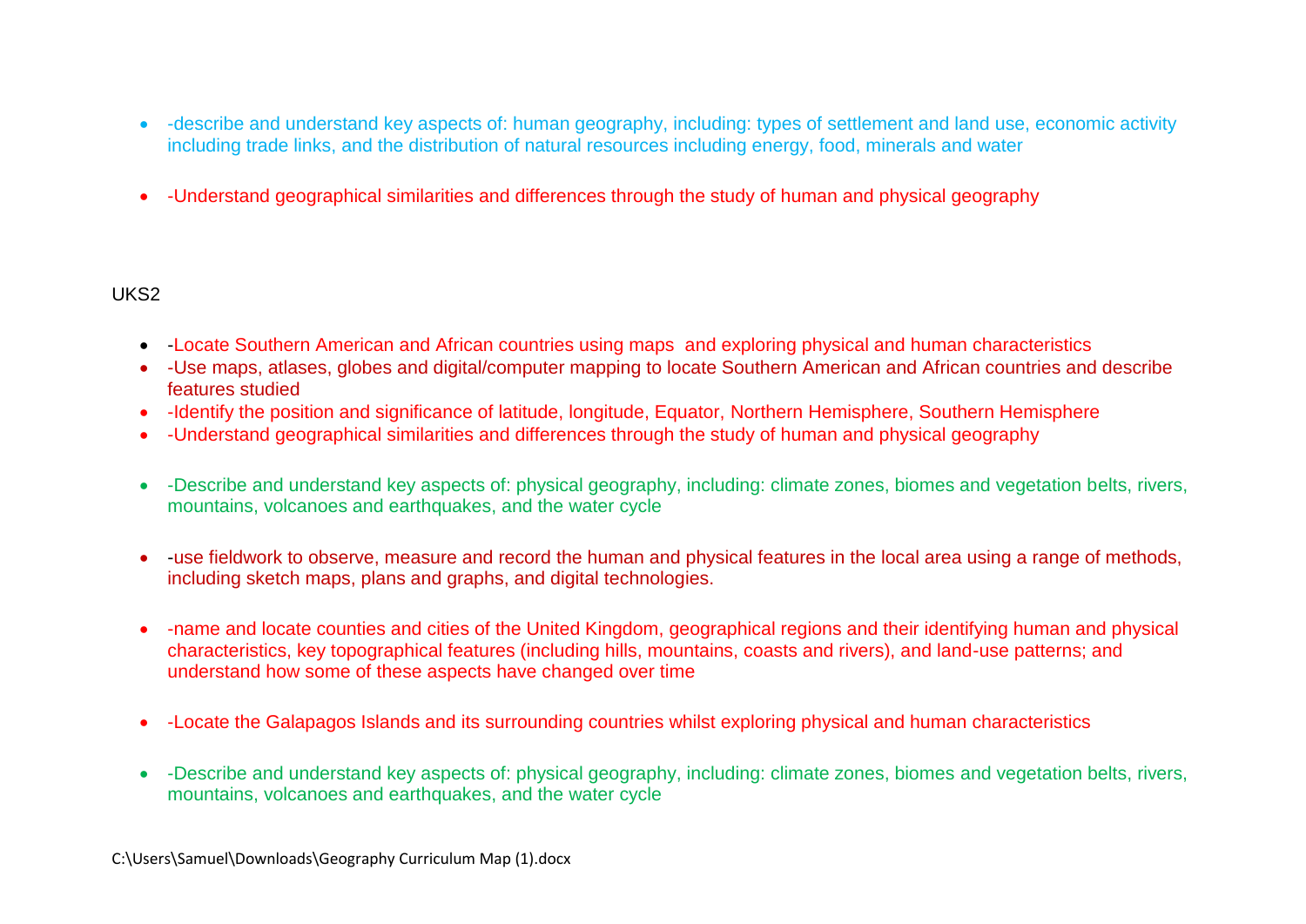- -describe and understand key aspects of: human geography, including: types of settlement and land use, economic activity including trade links, and the distribution of natural resources including energy, food, minerals and water

- -Understand geographical similarities and differences through the study of human and physical geography

UKS2

- -Locate Southern American and African countries using maps  and exploring physical and human characteristics
- -Use maps, atlases, globes and digital/computer mapping to locate Southern American and African countries and describe features studied
- -Identify the position and significance of latitude, longitude, Equator, Northern Hemisphere, Southern Hemisphere
- -Understand geographical similarities and differences through the study of human and physical geography

- -Describe and understand key aspects of: physical geography, including: climate zones, biomes and vegetation belts, rivers, mountains, volcanoes and earthquakes, and the water cycle

- -use fieldwork to observe, measure and record the human and physical features in the local area using a range of methods, including sketch maps, plans and graphs, and digital technologies.

- -name and locate counties and cities of the United Kingdom, geographical regions and their identifying human and physical characteristics, key topographical features (including hills, mountains, coasts and rivers), and land-use patterns; and understand how some of these aspects have changed over time

- -Locate the Galapagos Islands and its surrounding countries whilst exploring physical and human characteristics

- -Describe and understand key aspects of: physical geography, including: climate zones, biomes and vegetation belts, rivers, mountains, volcanoes and earthquakes, and the water cycle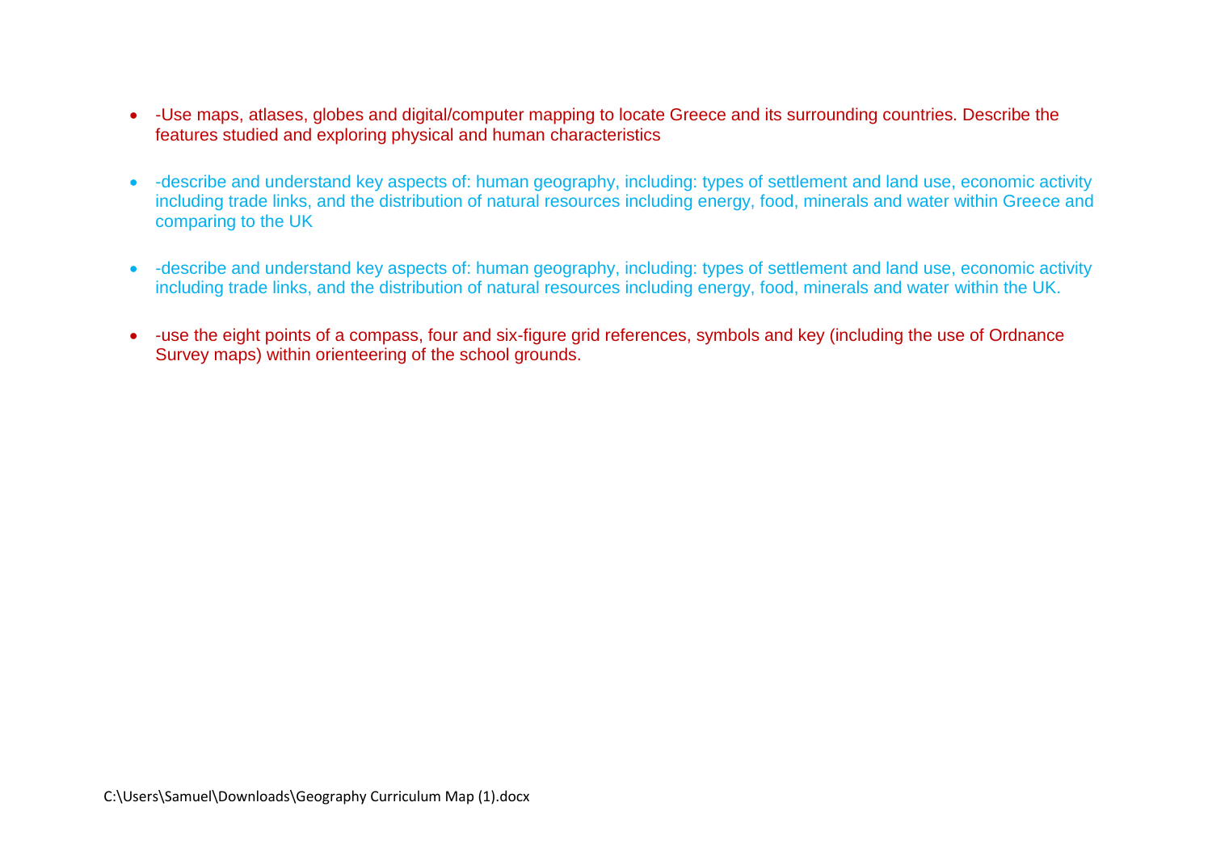- -Use maps, atlases, globes and digital/computer mapping to locate Greece and its surrounding countries. Describe the features studied and exploring physical and human characteristics

- -describe and understand key aspects of: human geography, including: types of settlement and land use, economic activity including trade links, and the distribution of natural resources including energy, food, minerals and water within Greece and comparing to the UK

- -describe and understand key aspects of: human geography, including: types of settlement and land use, economic activity including trade links, and the distribution of natural resources including energy, food, minerals and water within the UK.

- -use the eight points of a compass, four and six-figure grid references, symbols and key (including the use of Ordnance Survey maps) within orienteering of the school grounds.